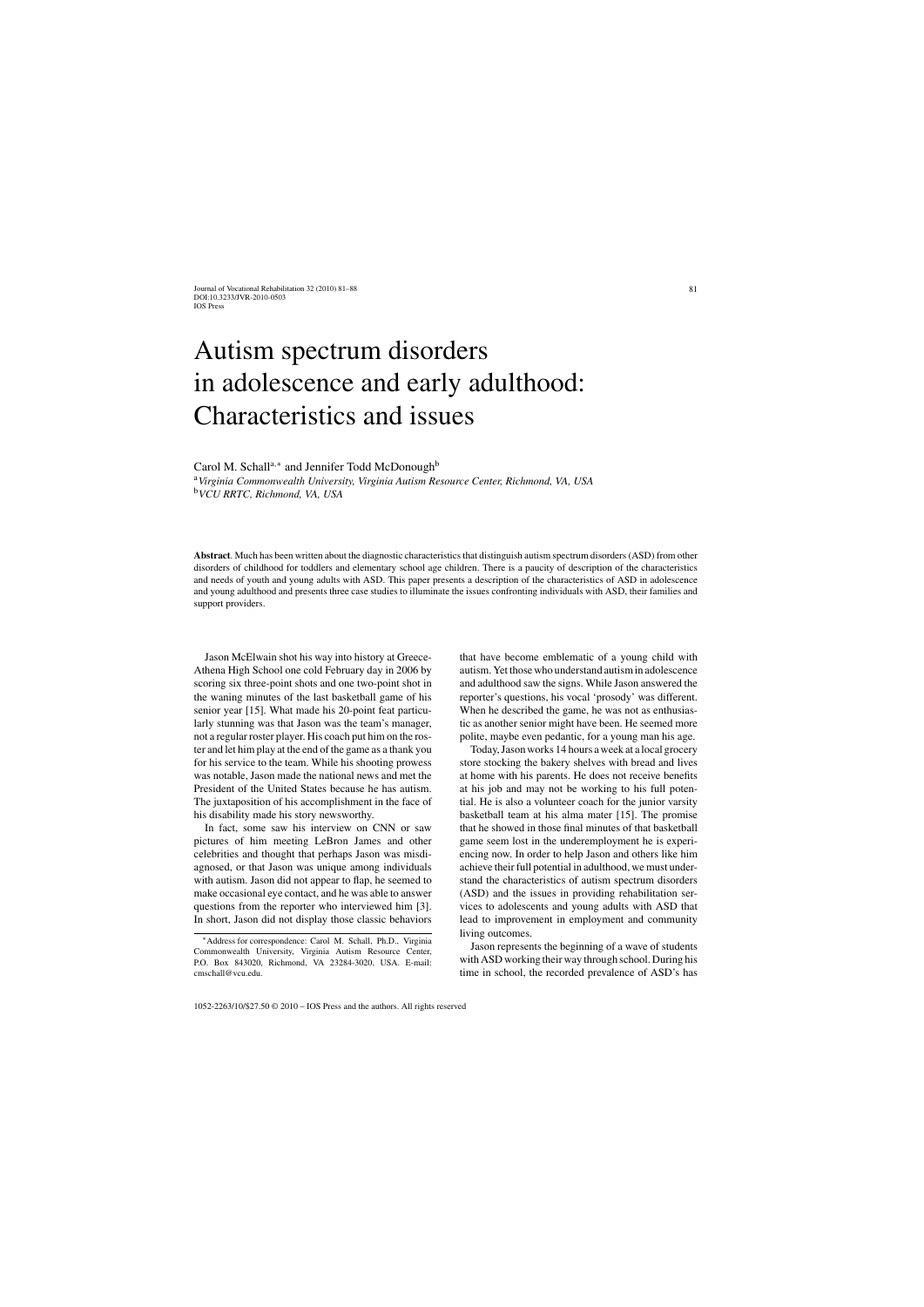# Autism spectrum disorders in adolescence and early adulthood: Characteristics and issues

Carol M. Schall[a,*] and Jennifer Todd McDonough[b]

[a] *Virginia Commonwealth University, Virginia Autism Resource Center, Richmond, VA, USA*
[b] *VCU RRTC, Richmond, VA, USA*

**Abstract**. Much has been written about the diagnostic characteristics that distinguish autism spectrum disorders (ASD) from other disorders of childhood for toddlers and elementary school age children. There is a paucity of description of the characteristics and needs of youth and young adults with ASD. This paper presents a description of the characteristics of ASD in adolescence and young adulthood and presents three case studies to illuminate the issues confronting individuals with ASD, their families and support providers.

Jason McElwain shot his way into history at Greece-Athena High School one cold February day in 2006 by scoring six three-point shots and one two-point shot in the waning minutes of the last basketball game of his senior year [15]. What made his 20-point feat particularly stunning was that Jason was the team's manager, not a regular roster player. His coach put him on the roster and let him play at the end of the game as a thank you for his service to the team. While his shooting prowess was notable, Jason made the national news and met the President of the United States because he has autism. The juxtaposition of his accomplishment in the face of his disability made his story newsworthy.

In fact, some saw his interview on CNN or saw pictures of him meeting LeBron James and other celebrities and thought that perhaps Jason was misdiagnosed, or that Jason was unique among individuals with autism. Jason did not appear to flap, he seemed to make occasional eye contact, and he was able to answer questions from the reporter who interviewed him [3]. In short, Jason did not display those classic behaviors that have become emblematic of a young child with autism. Yet those who understand autism in adolescence and adulthood saw the signs. While Jason answered the reporter's questions, his vocal 'prosody' was different. When he described the game, he was not as enthusiastic as another senior might have been. He seemed more polite, maybe even pedantic, for a young man his age.

Today, Jason works 14 hours a week at a local grocery store stocking the bakery shelves with bread and lives at home with his parents. He does not receive benefits at his job and may not be working to his full potential. He is also a volunteer coach for the junior varsity basketball team at his alma mater [15]. The promise that he showed in those final minutes of that basketball game seem lost in the underemployment he is experiencing now. In order to help Jason and others like him achieve their full potential in adulthood, we must understand the characteristics of autism spectrum disorders (ASD) and the issues in providing rehabilitation services to adolescents and young adults with ASD that lead to improvement in employment and community living outcomes.

Jason represents the beginning of a wave of students with ASD working their way through school. During his time in school, the recorded prevalence of ASD's has

*Address for correspondence: Carol M. Schall, Ph.D., Virginia Commonwealth University, Virginia Autism Resource Center, P.O. Box 843020, Richmond, VA 23284-3020, USA. E-mail: cmschall@vcu.edu.

1052-2263/10/$27.50 © 2010 – IOS Press and the authors. All rights reserved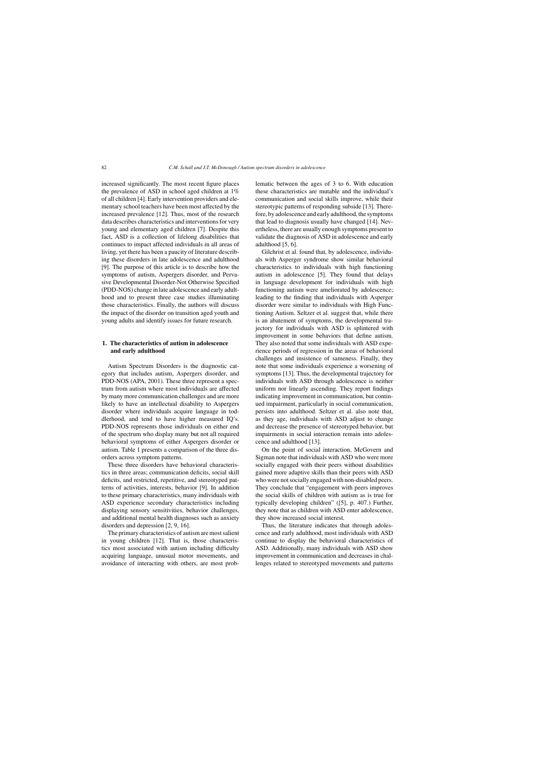increased significantly. The most recent figure places the prevalence of ASD in school aged children at 1% of all children [4]. Early intervention providers and elementary school teachers have been most affected by the increased prevalence [12]. Thus, most of the research data describes characteristics and interventions for very young and elementary aged children [7]. Despite this fact, ASD is a collection of lifelong disabilities that continues to impact affected individuals in all areas of living, yet there has been a paucity of literature describing these disorders in late adolescence and adulthood [9]. The purpose of this article is to describe how the symptoms of autism, Aspergers disorder, and Pervasive Developmental Disorder-Not Otherwise Specified (PDD-NOS) change in late adolescence and early adulthood and to present three case studies illuminating those characteristics. Finally, the authors will discuss the impact of the disorder on transition aged youth and young adults and identify issues for future research.

## 1. The characteristics of autism in adolescence and early adulthood

Autism Spectrum Disorders is the diagnostic category that includes autism, Aspergers disorder, and PDD-NOS (APA, 2001). These three represent a spectrum from autism where most individuals are affected by many more communication challenges and are more likely to have an intellectual disability to Aspergers disorder where individuals acquire language in toddlerhood, and tend to have higher measured IQ's. PDD-NOS represents those individuals on either end of the spectrum who display many but not all required behavioral symptoms of either Aspergers disorder or autism. Table 1 presents a comparison of the three disorders across symptom patterns.

These three disorders have behavioral characteristics in three areas; communication deficits, social skill deficits, and restricted, repetitive, and stereotyped patterns of activities, interests, behavior [9]. In addition to these primary characteristics, many individuals with ASD experience secondary characteristics including displaying sensory sensitivities, behavior challenges, and additional mental health diagnoses such as anxiety disorders and depression [2, 9, 16].

The primary characteristics of autism are most salient in young children [12]. That is, those characteristics most associated with autism including difficulty acquiring language, unusual motor movements, and avoidance of interacting with others, are most problematic between the ages of 3 to 6. With education these characteristics are mutable and the individual's communication and social skills improve, while their stereotypic patterns of responding subside [13]. Therefore, by adolescence and early adulthood, the symptoms that lead to diagnosis usually have changed [14]. Nevertheless, there are usually enough symptoms present to validate the diagnosis of ASD in adolescence and early adulthood [5, 6].

Gilchrist et al. found that, by adolescence, individuals with Asperger syndrome show similar behavioral characteristics to individuals with high functioning autism in adolescence [5]. They found that delays in language development for individuals with high functioning autism were ameliorated by adolescence; leading to the finding that individuals with Asperger disorder were similar to individuals with High Functioning Autism. Seltzer et al. suggest that, while there is an abatement of symptoms, the developmental trajectory for individuals with ASD is splintered with improvement in some behaviors that define autism. They also noted that some individuals with ASD experience periods of regression in the areas of behavioral challenges and insistence of sameness. Finally, they note that some individuals experience a worsening of symptoms [13]. Thus, the developmental trajectory for individuals with ASD through adolescence is neither uniform nor linearly ascending. They report findings indicating improvement in communication, but continued impairment, particularly in social communication, persists into adulthood. Seltzer et al. also note that, as they age, individuals with ASD adjust to change and decrease the presence of stereotyped behavior, but impairments in social interaction remain into adolescence and adulthood [13].

On the point of social interaction, McGovern and Sigman note that individuals with ASD who were more socially engaged with their peers without disabilities gained more adaptive skills than their peers with ASD who were not socially engaged with non-disabled peers. They conclude that "engagement with peers improves the social skills of children with autism as is true for typically developing children" ([5], p. 407.) Further, they note that as children with ASD enter adolescence, they show increased social interest.

Thus, the literature indicates that through adolescence and early adulthood, most individuals with ASD continue to display the behavioral characteristics of ASD. Additionally, many individuals with ASD show improvement in communication and decreases in challenges related to stereotyped movements and patterns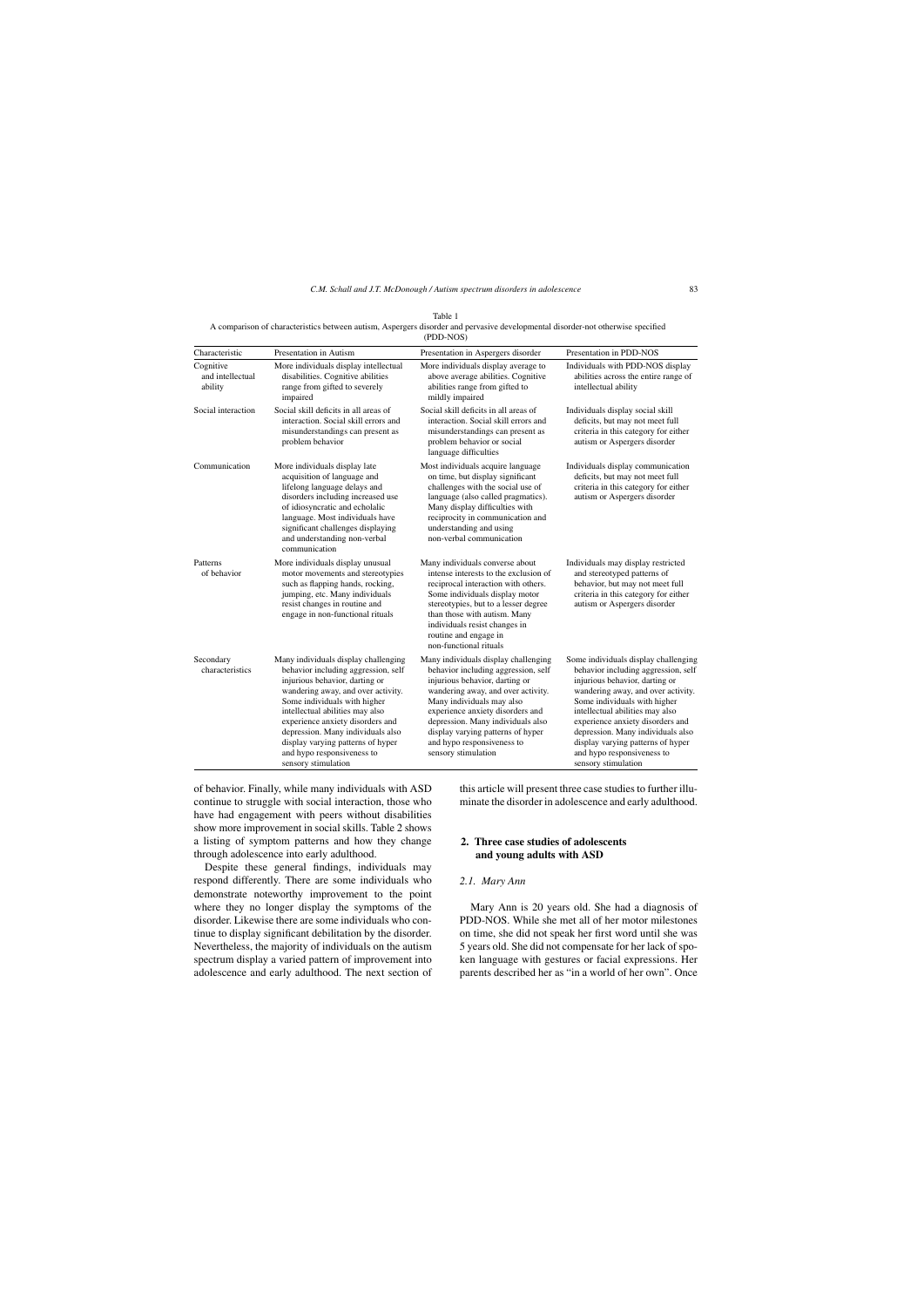Table 1

A comparison of characteristics between autism, Aspergers disorder and pervasive developmental disorder-not otherwise specified (PDD-NOS)

| Characteristic | Presentation in Autism | Presentation in Aspergers disorder | Presentation in PDD-NOS |
|---|---|---|---|
| Cognitive and intellectual ability | More individuals display intellectual disabilities. Cognitive abilities range from gifted to severely impaired | More individuals display average to above average abilities. Cognitive abilities range from gifted to mildly impaired | Individuals with PDD-NOS display abilities across the entire range of intellectual ability |
| Social interaction | Social skill deficits in all areas of interaction. Social skill errors and misunderstandings can present as problem behavior | Social skill deficits in all areas of interaction. Social skill errors and misunderstandings can present as problem behavior or social language difficulties | Individuals display social skill deficits, but may not meet full criteria in this category for either autism or Aspergers disorder |
| Communication | More individuals display late acquisition of language and lifelong language delays and disorders including increased use of idiosyncratic and echolalic language. Most individuals have significant challenges displaying and understanding non-verbal communication | Most individuals acquire language on time, but display significant challenges with the social use of language (also called pragmatics). Many display difficulties with reciprocity in communication and understanding and using non-verbal communication | Individuals display communication deficits, but may not meet full criteria in this category for either autism or Aspergers disorder |
| Patterns of behavior | More individuals display unusual motor movements and stereotypies such as flapping hands, rocking, jumping, etc. Many individuals resist changes in routine and engage in non-functional rituals | Many individuals converse about intense interests to the exclusion of reciprocal interaction with others. Some individuals display motor stereotypies, but to a lesser degree than those with autism. Many individuals resist changes in routine and engage in non-functional rituals | Individuals may display restricted and stereotyped patterns of behavior, but may not meet full criteria in this category for either autism or Aspergers disorder |
| Secondary characteristics | Many individuals display challenging behavior including aggression, self injurious behavior, darting or wandering away, and over activity. Some individuals with higher intellectual abilities may also experience anxiety disorders and depression. Many individuals also display varying patterns of hyper and hypo responsiveness to sensory stimulation | Many individuals display challenging behavior including aggression, self injurious behavior, darting or wandering away, and over activity. Many individuals may also experience anxiety disorders and depression. Many individuals also display varying patterns of hyper and hypo responsiveness to sensory stimulation | Some individuals display challenging behavior including aggression, self injurious behavior, darting or wandering away, and over activity. Some individuals with higher intellectual abilities may also experience anxiety disorders and depression. Many individuals also display varying patterns of hyper and hypo responsiveness to sensory stimulation |

of behavior. Finally, while many individuals with ASD continue to struggle with social interaction, those who have had engagement with peers without disabilities show more improvement in social skills. Table 2 shows a listing of symptom patterns and how they change through adolescence into early adulthood.

Despite these general findings, individuals may respond differently. There are some individuals who demonstrate noteworthy improvement to the point where they no longer display the symptoms of the disorder. Likewise there are some individuals who continue to display significant debilitation by the disorder. Nevertheless, the majority of individuals on the autism spectrum display a varied pattern of improvement into adolescence and early adulthood. The next section of this article will present three case studies to further illuminate the disorder in adolescence and early adulthood.

## 2. Three case studies of adolescents and young adults with ASD

### 2.1. Mary Ann

Mary Ann is 20 years old. She had a diagnosis of PDD-NOS. While she met all of her motor milestones on time, she did not speak her first word until she was 5 years old. She did not compensate for her lack of spoken language with gestures or facial expressions. Her parents described her as "in a world of her own". Once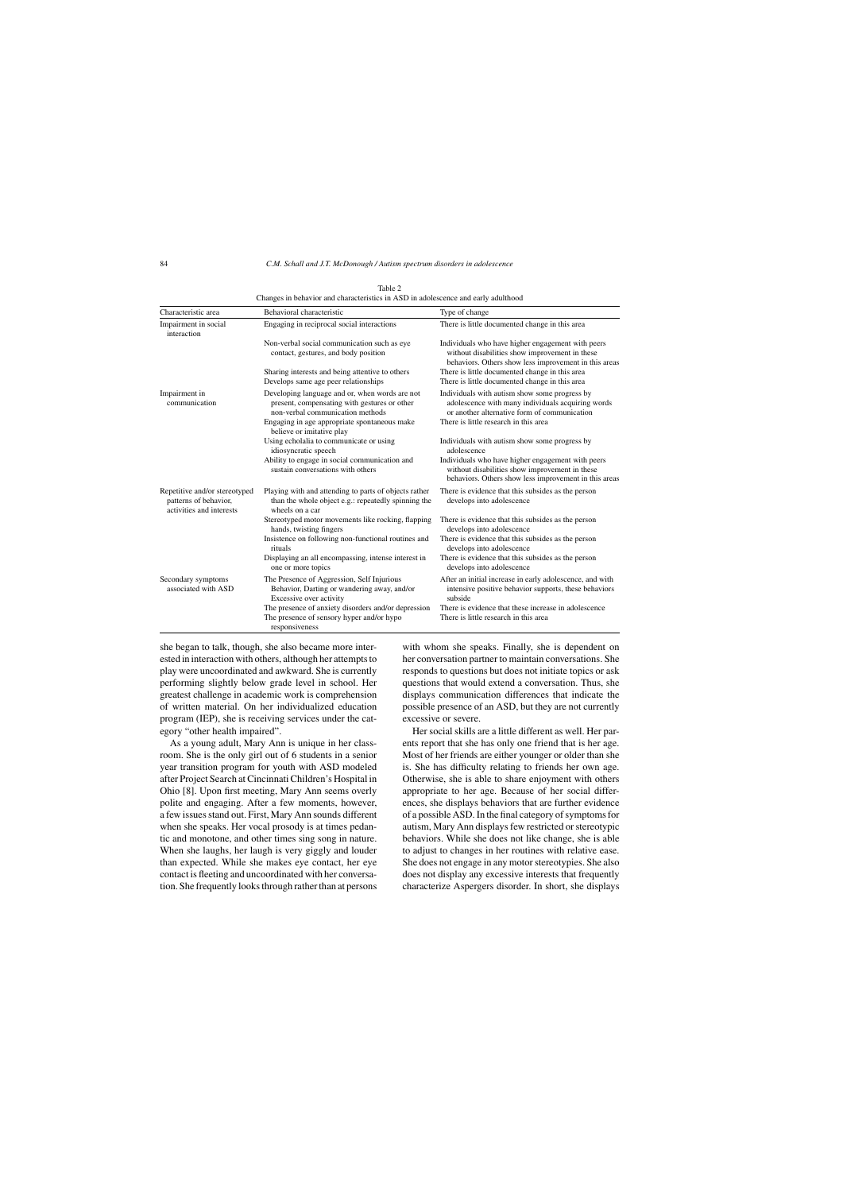Table 2
Changes in behavior and characteristics in ASD in adolescence and early adulthood

| Characteristic area | Behavioral characteristic | Type of change |
|---|---|---|
| Impairment in social interaction | Engaging in reciprocal social interactions | There is little documented change in this area |
| | Non-verbal social communication such as eye contact, gestures, and body position | Individuals who have higher engagement with peers without disabilities show improvement in these behaviors. Others show less improvement in this areas |
| | Sharing interests and being attentive to others | There is little documented change in this area |
| | Develops same age peer relationships | There is little documented change in this area |
| Impairment in communication | Developing language and or, when words are not present, compensating with gestures or other non-verbal communication methods | Individuals with autism show some progress by adolescence with many individuals acquiring words or another alternative form of communication |
| | Engaging in age appropriate spontaneous make believe or imitative play | There is little research in this area |
| | Using echolalia to communicate or using idiosyncratic speech | Individuals with autism show some progress by adolescence |
| | Ability to engage in social communication and sustain conversations with others | Individuals who have higher engagement with peers without disabilities show improvement in these behaviors. Others show less improvement in this areas |
| Repetitive and/or stereotyped patterns of behavior, activities and interests | Playing with and attending to parts of objects rather than the whole object e.g.: repeatedly spinning the wheels on a car | There is evidence that this subsides as the person develops into adolescence |
| | Stereotyped motor movements like rocking, flapping hands, twisting fingers | There is evidence that this subsides as the person develops into adolescence |
| | Insistence on following non-functional routines and rituals | There is evidence that this subsides as the person develops into adolescence |
| | Displaying an all encompassing, intense interest in one or more topics | There is evidence that this subsides as the person develops into adolescence |
| Secondary symptoms associated with ASD | The Presence of Aggression, Self Injurious Behavior, Darting or wandering away, and/or Excessive over activity | After an initial increase in early adolescence, and with intensive positive behavior supports, these behaviors subside |
| | The presence of anxiety disorders and/or depression | There is evidence that these increase in adolescence |
| | The presence of sensory hyper and/or hypo responsiveness | There is little research in this area |

she began to talk, though, she also became more interested in interaction with others, although her attempts to play were uncoordinated and awkward. She is currently performing slightly below grade level in school. Her greatest challenge in academic work is comprehension of written material. On her individualized education program (IEP), she is receiving services under the category "other health impaired".

As a young adult, Mary Ann is unique in her classroom. She is the only girl out of 6 students in a senior year transition program for youth with ASD modeled after Project Search at Cincinnati Children's Hospital in Ohio [8]. Upon first meeting, Mary Ann seems overly polite and engaging. After a few moments, however, a few issues stand out. First, Mary Ann sounds different when she speaks. Her vocal prosody is at times pedantic and monotone, and other times sing song in nature. When she laughs, her laugh is very giggly and louder than expected. While she makes eye contact, her eye contact is fleeting and uncoordinated with her conversation. She frequently looks through rather than at persons with whom she speaks. Finally, she is dependent on her conversation partner to maintain conversations. She responds to questions but does not initiate topics or ask questions that would extend a conversation. Thus, she displays communication differences that indicate the possible presence of an ASD, but they are not currently excessive or severe.

Her social skills are a little different as well. Her parents report that she has only one friend that is her age. Most of her friends are either younger or older than she is. She has difficulty relating to friends her own age. Otherwise, she is able to share enjoyment with others appropriate to her age. Because of her social differences, she displays behaviors that are further evidence of a possible ASD. In the final category of symptoms for autism, Mary Ann displays few restricted or stereotypic behaviors. While she does not like change, she is able to adjust to changes in her routines with relative ease. She does not engage in any motor stereotypies. She also does not display any excessive interests that frequently characterize Aspergers disorder. In short, she displays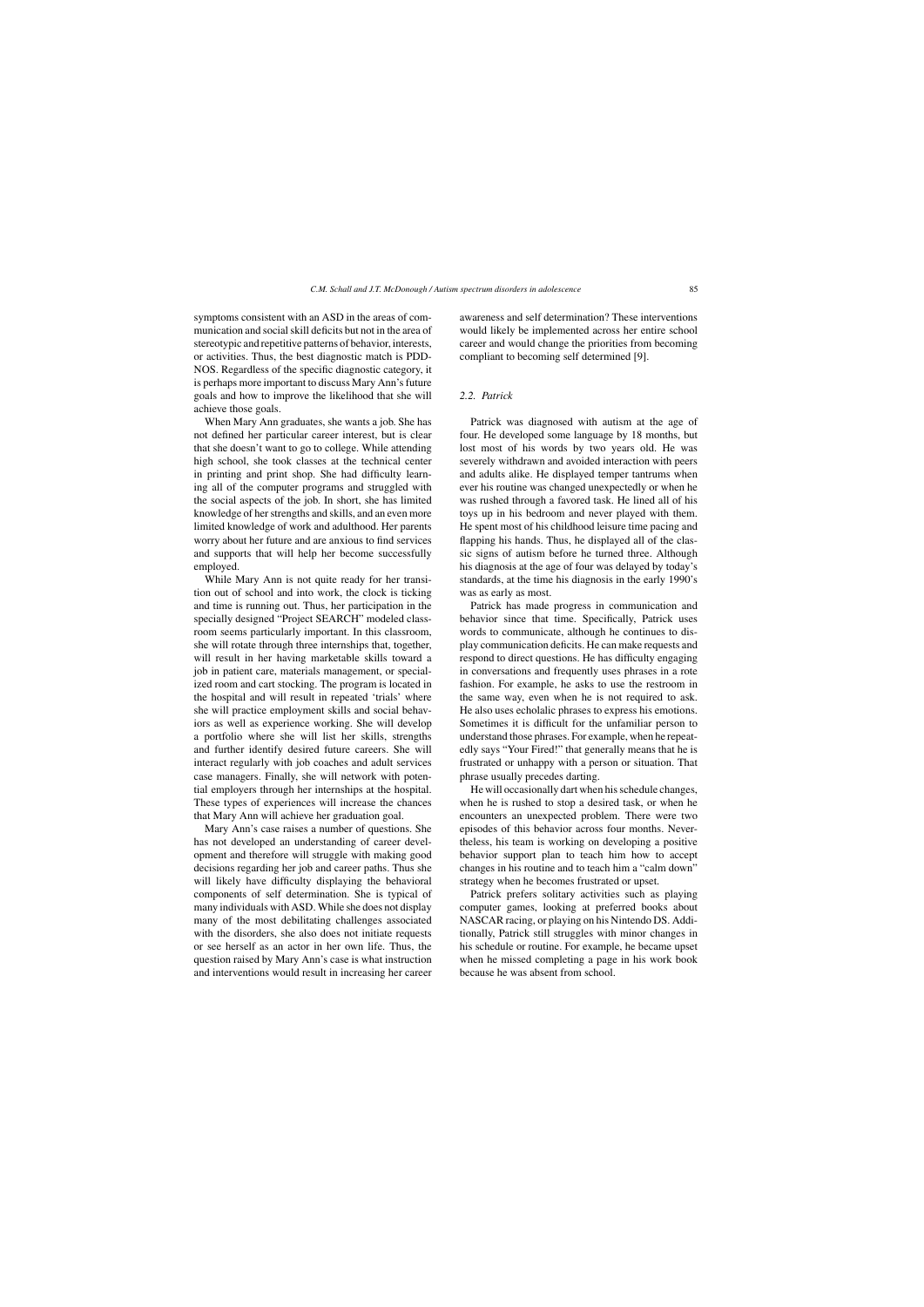symptoms consistent with an ASD in the areas of communication and social skill deficits but not in the area of stereotypic and repetitive patterns of behavior, interests, or activities. Thus, the best diagnostic match is PDD-NOS. Regardless of the specific diagnostic category, it is perhaps more important to discuss Mary Ann's future goals and how to improve the likelihood that she will achieve those goals.

When Mary Ann graduates, she wants a job. She has not defined her particular career interest, but is clear that she doesn't want to go to college. While attending high school, she took classes at the technical center in printing and print shop. She had difficulty learning all of the computer programs and struggled with the social aspects of the job. In short, she has limited knowledge of her strengths and skills, and an even more limited knowledge of work and adulthood. Her parents worry about her future and are anxious to find services and supports that will help her become successfully employed.

While Mary Ann is not quite ready for her transition out of school and into work, the clock is ticking and time is running out. Thus, her participation in the specially designed "Project SEARCH" modeled classroom seems particularly important. In this classroom, she will rotate through three internships that, together, will result in her having marketable skills toward a job in patient care, materials management, or specialized room and cart stocking. The program is located in the hospital and will result in repeated 'trials' where she will practice employment skills and social behaviors as well as experience working. She will develop a portfolio where she will list her skills, strengths and further identify desired future careers. She will interact regularly with job coaches and adult services case managers. Finally, she will network with potential employers through her internships at the hospital. These types of experiences will increase the chances that Mary Ann will achieve her graduation goal.

Mary Ann's case raises a number of questions. She has not developed an understanding of career development and therefore will struggle with making good decisions regarding her job and career paths. Thus she will likely have difficulty displaying the behavioral components of self determination. She is typical of many individuals with ASD. While she does not display many of the most debilitating challenges associated with the disorders, she also does not initiate requests or see herself as an actor in her own life. Thus, the question raised by Mary Ann's case is what instruction and interventions would result in increasing her career awareness and self determination? These interventions would likely be implemented across her entire school career and would change the priorities from becoming compliant to becoming self determined [9].

### 2.2. *Patrick*

Patrick was diagnosed with autism at the age of four. He developed some language by 18 months, but lost most of his words by two years old. He was severely withdrawn and avoided interaction with peers and adults alike. He displayed temper tantrums when ever his routine was changed unexpectedly or when he was rushed through a favored task. He lined all of his toys up in his bedroom and never played with them. He spent most of his childhood leisure time pacing and flapping his hands. Thus, he displayed all of the classic signs of autism before he turned three. Although his diagnosis at the age of four was delayed by today's standards, at the time his diagnosis in the early 1990's was as early as most.

Patrick has made progress in communication and behavior since that time. Specifically, Patrick uses words to communicate, although he continues to display communication deficits. He can make requests and respond to direct questions. He has difficulty engaging in conversations and frequently uses phrases in a rote fashion. For example, he asks to use the restroom in the same way, even when he is not required to ask. He also uses echolalic phrases to express his emotions. Sometimes it is difficult for the unfamiliar person to understand those phrases. For example, when he repeatedly says "Your Fired!" that generally means that he is frustrated or unhappy with a person or situation. That phrase usually precedes darting.

He will occasionally dart when his schedule changes, when he is rushed to stop a desired task, or when he encounters an unexpected problem. There were two episodes of this behavior across four months. Nevertheless, his team is working on developing a positive behavior support plan to teach him how to accept changes in his routine and to teach him a "calm down" strategy when he becomes frustrated or upset.

Patrick prefers solitary activities such as playing computer games, looking at preferred books about NASCAR racing, or playing on his Nintendo DS. Additionally, Patrick still struggles with minor changes in his schedule or routine. For example, he became upset when he missed completing a page in his work book because he was absent from school.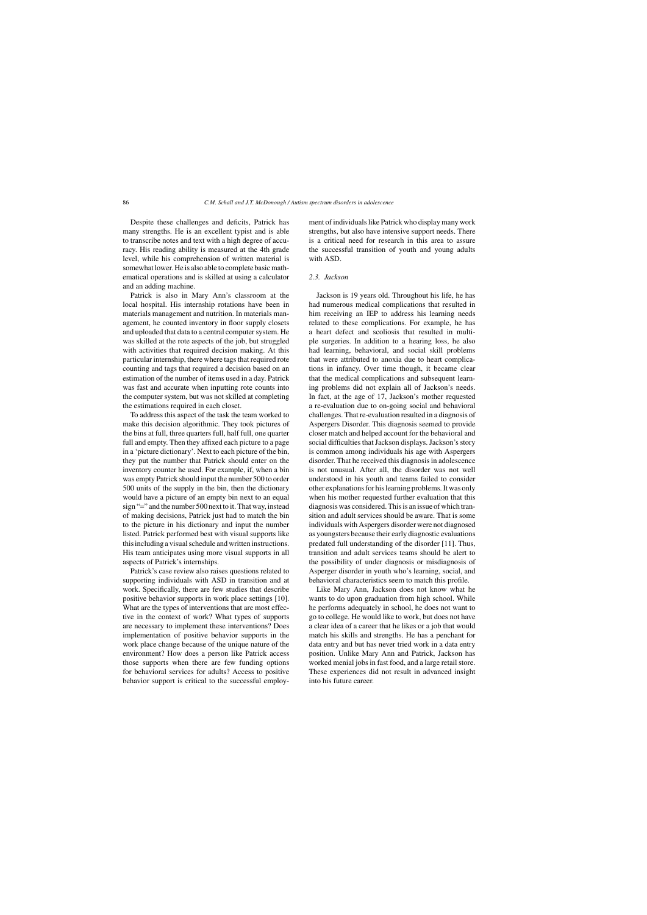Despite these challenges and deficits, Patrick has many strengths. He is an excellent typist and is able to transcribe notes and text with a high degree of accuracy. His reading ability is measured at the 4th grade level, while his comprehension of written material is somewhat lower. He is also able to complete basic mathematical operations and is skilled at using a calculator and an adding machine.

Patrick is also in Mary Ann's classroom at the local hospital. His internship rotations have been in materials management and nutrition. In materials management, he counted inventory in floor supply closets and uploaded that data to a central computer system. He was skilled at the rote aspects of the job, but struggled with activities that required decision making. At this particular internship, there where tags that required rote counting and tags that required a decision based on an estimation of the number of items used in a day. Patrick was fast and accurate when inputting rote counts into the computer system, but was not skilled at completing the estimations required in each closet.

To address this aspect of the task the team worked to make this decision algorithmic. They took pictures of the bins at full, three quarters full, half full, one quarter full and empty. Then they affixed each picture to a page in a 'picture dictionary'. Next to each picture of the bin, they put the number that Patrick should enter on the inventory counter he used. For example, if, when a bin was empty Patrick should input the number 500 to order 500 units of the supply in the bin, then the dictionary would have a picture of an empty bin next to an equal sign "=" and the number 500 next to it. That way, instead of making decisions, Patrick just had to match the bin to the picture in his dictionary and input the number listed. Patrick performed best with visual supports like this including a visual schedule and written instructions. His team anticipates using more visual supports in all aspects of Patrick's internships.

Patrick's case review also raises questions related to supporting individuals with ASD in transition and at work. Specifically, there are few studies that describe positive behavior supports in work place settings [10]. What are the types of interventions that are most effective in the context of work? What types of supports are necessary to implement these interventions? Does implementation of positive behavior supports in the work place change because of the unique nature of the environment? How does a person like Patrick access those supports when there are few funding options for behavioral services for adults? Access to positive behavior support is critical to the successful employment of individuals like Patrick who display many work strengths, but also have intensive support needs. There is a critical need for research in this area to assure the successful transition of youth and young adults with ASD.

### *2.3. Jackson*

Jackson is 19 years old. Throughout his life, he has had numerous medical complications that resulted in him receiving an IEP to address his learning needs related to these complications. For example, he has a heart defect and scoliosis that resulted in multiple surgeries. In addition to a hearing loss, he also had learning, behavioral, and social skill problems that were attributed to anoxia due to heart complications in infancy. Over time though, it became clear that the medical complications and subsequent learning problems did not explain all of Jackson's needs. In fact, at the age of 17, Jackson's mother requested a re-evaluation due to on-going social and behavioral challenges. That re-evaluation resulted in a diagnosis of Aspergers Disorder. This diagnosis seemed to provide closer match and helped account for the behavioral and social difficulties that Jackson displays. Jackson's story is common among individuals his age with Aspergers disorder. That he received this diagnosis in adolescence is not unusual. After all, the disorder was not well understood in his youth and teams failed to consider other explanations for his learning problems. It was only when his mother requested further evaluation that this diagnosis was considered. This is an issue of which transition and adult services should be aware. That is some individuals with Aspergers disorder were not diagnosed as youngsters because their early diagnostic evaluations predated full understanding of the disorder [11]. Thus, transition and adult services teams should be alert to the possibility of under diagnosis or misdiagnosis of Asperger disorder in youth who's learning, social, and behavioral characteristics seem to match this profile.

Like Mary Ann, Jackson does not know what he wants to do upon graduation from high school. While he performs adequately in school, he does not want to go to college. He would like to work, but does not have a clear idea of a career that he likes or a job that would match his skills and strengths. He has a penchant for data entry and but has never tried work in a data entry position. Unlike Mary Ann and Patrick, Jackson has worked menial jobs in fast food, and a large retail store. These experiences did not result in advanced insight into his future career.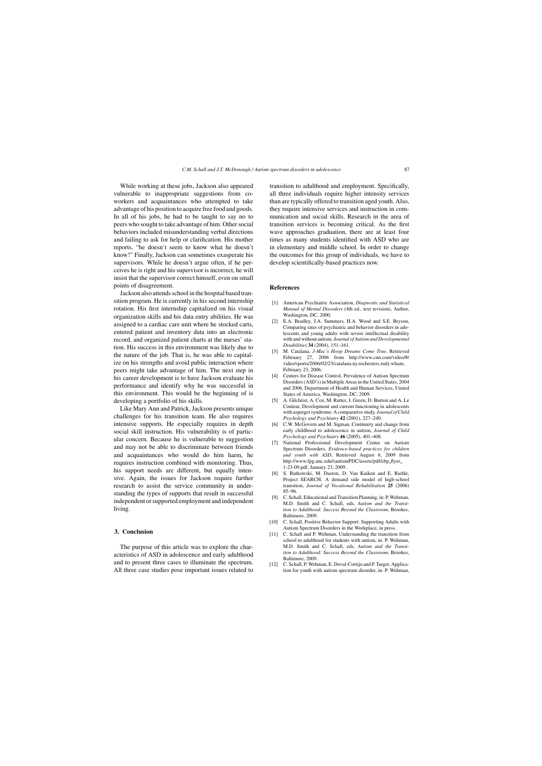While working at these jobs, Jackson also appeared vulnerable to inappropriate suggestions from co-workers and acquaintances who attempted to take advantage of his position to acquire free food and goods. In all of his jobs, he had to be taught to say no to peers who sought to take advantage of him. Other social behaviors included misunderstanding verbal directions and failing to ask for help or clarification. His mother reports, "he doesn't seem to know what he doesn't know!" Finally, Jackson can sometimes exasperate his supervisors. While he doesn't argue often, if he perceives he is right and his supervisor is incorrect, he will insist that the supervisor correct himself, even on small points of disagreement.

Jackson also attends school in the hospital based transition program. He is currently in his second internship rotation. His first internship capitalized on his visual organization skills and his data entry abilities. He was assigned to a cardiac care unit where he stocked carts, entered patient and inventory data into an electronic record, and organized patient charts at the nurses' station. His success in this environment was likely due to the nature of the job. That is, he was able to capitalize on his strengths and avoid public interaction where peers might take advantage of him. The next step in his career development is to have Jackson evaluate his performance and identify why he was successful in this environment. This would be the beginning of is developing a portfolio of his skills.

Like Mary Ann and Patrick, Jackson presents unique challenges for his transition team. He also requires intensive supports. He especially requires in depth social skill instruction. His vulnerability is of particular concern. Because he is vulnerable to suggestion and may not be able to discriminate between friends and acquaintances who would do him harm, he requires instruction combined with monitoring. Thus, his support needs are different, but equally intensive. Again, the issues for Jackson require further research to assist the service community in understanding the types of supports that result in successful independent or supported employment and independent living.

## 3. Conclusion

The purpose of this article was to explore the characteristics of ASD in adolescence and early adulthood and to present three cases to illuminate the spectrum. All three case studies pose important issues related to transition to adulthood and employment. Specifically, all three individuals require higher intensity services than are typically offered to transition aged youth. Also, they require intensive services and instruction in communication and social skills. Research in the area of transition services is becoming critical. As the first wave approaches graduation, there are at least four times as many students identified with ASD who are in elementary and middle school. In order to change the outcomes for this group of individuals, we have to develop scientifically-based practices now.

## References

[1] American Psychiatric Association, *Diagnostic and Statistical Manual of Mental Disorders* (4th ed., text revision), Author, Washington, DC, 2000.

[2] E.A. Bradley, J.A. Summers, H.A. Wood and S.E. Bryson, Comparing rates of psychiatric and behavior disorders in adolescents and young adults with severe intellectual disability with and without autism, *Journal of Autism and Developmental Disabilities* **34** (2004), 151–161.

[3] M. Catalana, *J-Mac's Hoop Dreams Come True*, Retrieved February 27, 2006 from http://www.cnn.com/video/#/video/sports/2006/02/23/catalana.ny.rochesters.rudy.wham, February 23, 2006.

[4] Centers for Disease Control, Prevalence of Autism Spectrum Disorders (ASD's) in Multiple Areas in the United States, 2004 and 2006, Department of Health and Human Services, United States of America, Washington, DC, 2009.

[5] A. Gilchrist, A. Cox, M. Rutter, J. Green, D. Burton and A. Le Couteur, Development and current functioning in adolescents with asperger syndrome: A comparative study, *Journal of Child Psychology and Psychiatry* **42** (2001), 227–240.

[6] C.W. McGovern and M. Sigman, Continuity and change from early childhood to adolescence in autism, *Journal of Child Psychology and Psychiatry* **46** (2005), 401–408.

[7] National Professional Development Center on Autism Spectrum Disorders, *Evidence-based practices for children and youth with ASD*, Retrieved August 6, 2009 from http://www.fpg.unc.edu/(autismPDC/assets/pdf/ebp_flyer_1-23-09.pdf, January 23, 2009.

[8] S. Rutkowski, M. Daston, D. Van Kuiken and E. Riehle, Project SEARCH: A demand side model of high-school transition, *Journal of Vocational Rehabilitation* **25** (2006) 85–96.

[9] C. Schall, Educational and Transition Planning, in: P. Wehman, M.D. Smith and C. Schall, eds, *Autism and the Transition to Adulthood: Success Beyond the Classroom*, Brookes, Baltimore, 2009.

[10] C. Schall, Positive Behavior Support: Supporting Adults with Autism Spectrum Disorders in the Workplace, in press.

[11] C. Schall and P. Wehman, Understanding the transition from school to adulthood for students with autism, in: P. Wehman, M.D. Smith and C. Schall, eds, *Autism and the Transition to Adulthood: Success Beyond the Classroom*, Brookes, Baltimore, 2009.

[12] C. Schall, P. Wehman, E. Doval-Cortijo and P. Target, Application for youth with autism spectrum disorder, in: P. Wehman,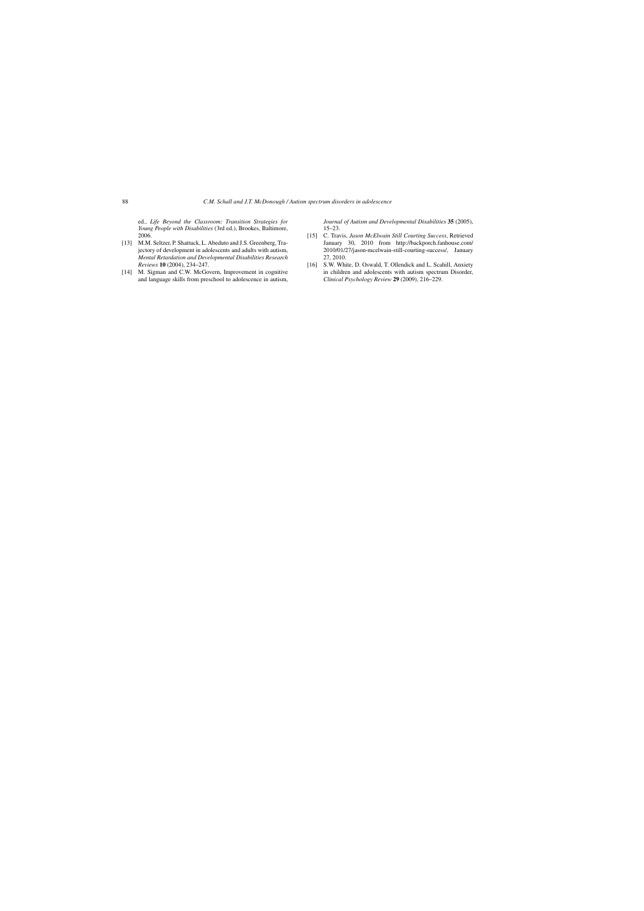ed., *Life Beyond the Classroom: Transition Strategies for Young People with Disabilities* (3rd ed.), Brookes, Baltimore, 2006.

[13] M.M. Seltzer, P. Shattuck, L. Abeduto and J.S. Greenberg, Trajectory of development in adolescents and adults with autism, *Mental Retardation and Developmental Disabilities Research Reviews* **10** (2004), 234–247.

[14] M. Sigman and C.W. McGovern, Improvement in cognitive and language skills from preschool to adolescence in autism, *Journal of Autism and Developmental Disabilities* **35** (2005), 15–23.

[15] C. Travis, *Jason McElwain Still Courting Success*, Retrieved January 30, 2010 from http://backporch.fanhouse.com/2010/01/27/jason-mcelwain-still-courting-success/, January 27, 2010.

[16] S.W. White, D. Oswald, T. Ollendick and L. Scahill, Anxiety in children and adolescents with autism spectrum Disorder, *Clinical Psychology Review* **29** (2009), 216–229.